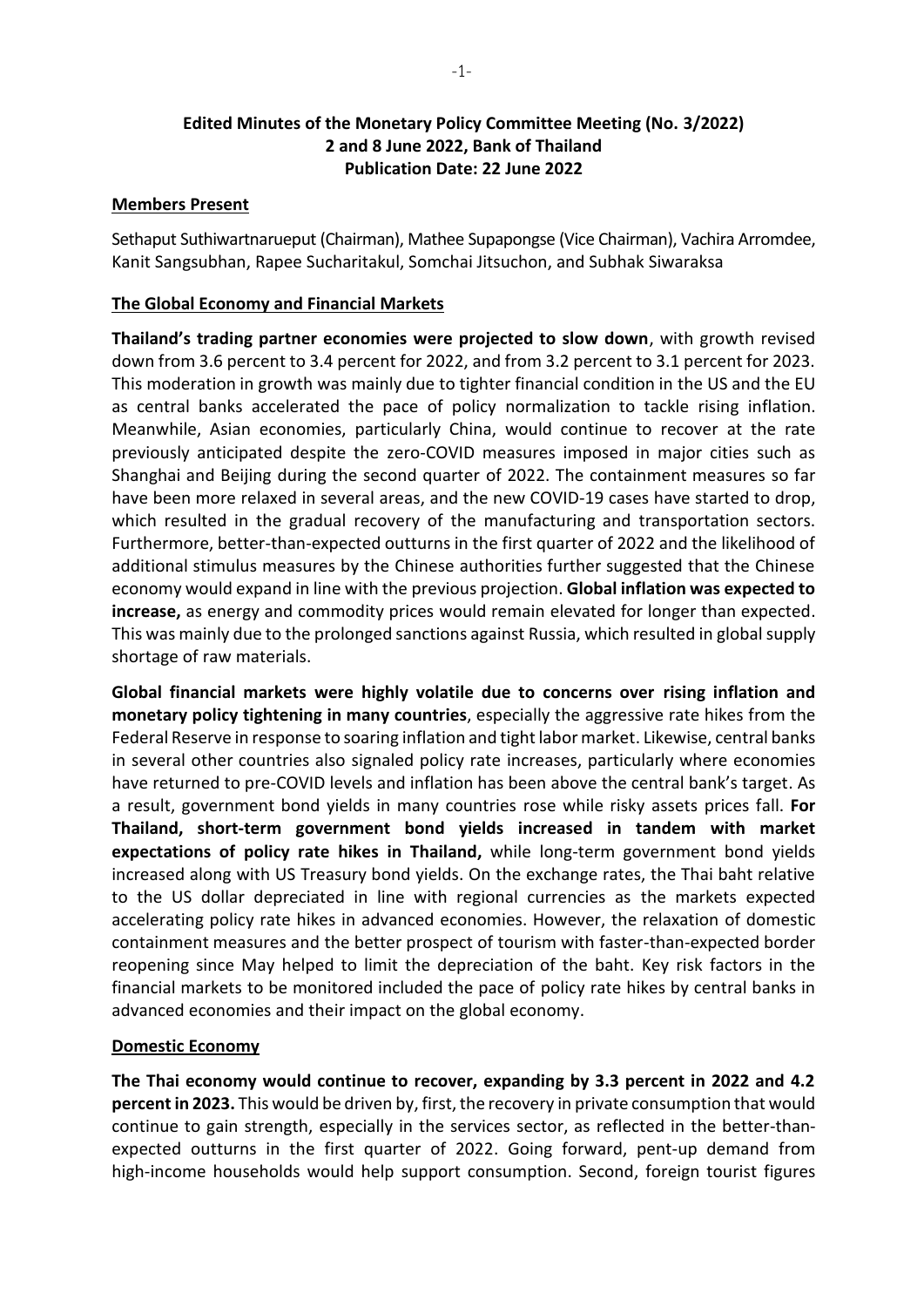**Edited Minutes of the Monetary Policy Committee Meeting (No. 3/2022)**
**2 and 8 June 2022, Bank of Thailand**
**Publication Date: 22 June 2022**

## Members Present

Sethaput Suthiwartnarueput (Chairman), Mathee Supapongse (Vice Chairman), Vachira Arromdee, Kanit Sangsubhan, Rapee Sucharitakul, Somchai Jitsuchon, and Subhak Siwaraksa

## The Global Economy and Financial Markets

**Thailand's trading partner economies were projected to slow down**, with growth revised down from 3.6 percent to 3.4 percent for 2022, and from 3.2 percent to 3.1 percent for 2023. This moderation in growth was mainly due to tighter financial condition in the US and the EU as central banks accelerated the pace of policy normalization to tackle rising inflation. Meanwhile, Asian economies, particularly China, would continue to recover at the rate previously anticipated despite the zero-COVID measures imposed in major cities such as Shanghai and Beijing during the second quarter of 2022. The containment measures so far have been more relaxed in several areas, and the new COVID-19 cases have started to drop, which resulted in the gradual recovery of the manufacturing and transportation sectors. Furthermore, better-than-expected outturns in the first quarter of 2022 and the likelihood of additional stimulus measures by the Chinese authorities further suggested that the Chinese economy would expand in line with the previous projection. **Global inflation was expected to increase,** as energy and commodity prices would remain elevated for longer than expected. This was mainly due to the prolonged sanctions against Russia, which resulted in global supply shortage of raw materials.

**Global financial markets were highly volatile due to concerns over rising inflation and monetary policy tightening in many countries**, especially the aggressive rate hikes from the Federal Reserve in response to soaring inflation and tight labor market. Likewise, central banks in several other countries also signaled policy rate increases, particularly where economies have returned to pre-COVID levels and inflation has been above the central bank's target. As a result, government bond yields in many countries rose while risky assets prices fall. **For Thailand, short-term government bond yields increased in tandem with market expectations of policy rate hikes in Thailand,** while long-term government bond yields increased along with US Treasury bond yields. On the exchange rates, the Thai baht relative to the US dollar depreciated in line with regional currencies as the markets expected accelerating policy rate hikes in advanced economies. However, the relaxation of domestic containment measures and the better prospect of tourism with faster-than-expected border reopening since May helped to limit the depreciation of the baht. Key risk factors in the financial markets to be monitored included the pace of policy rate hikes by central banks in advanced economies and their impact on the global economy.

## Domestic Economy

**The Thai economy would continue to recover, expanding by 3.3 percent in 2022 and 4.2 percent in 2023.** This would be driven by, first, the recovery in private consumption that would continue to gain strength, especially in the services sector, as reflected in the better-than-expected outturns in the first quarter of 2022. Going forward, pent-up demand from high-income households would help support consumption. Second, foreign tourist figures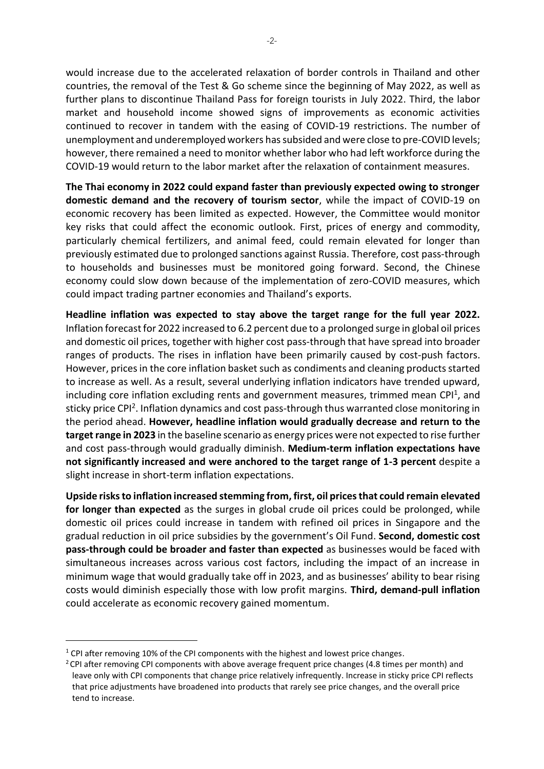would increase due to the accelerated relaxation of border controls in Thailand and other countries, the removal of the Test & Go scheme since the beginning of May 2022, as well as further plans to discontinue Thailand Pass for foreign tourists in July 2022. Third, the labor market and household income showed signs of improvements as economic activities continued to recover in tandem with the easing of COVID-19 restrictions. The number of unemployment and underemployed workers has subsided and were close to pre-COVID levels; however, there remained a need to monitor whether labor who had left workforce during the COVID-19 would return to the labor market after the relaxation of containment measures.

**The Thai economy in 2022 could expand faster than previously expected owing to stronger domestic demand and the recovery of tourism sector**, while the impact of COVID-19 on economic recovery has been limited as expected. However, the Committee would monitor key risks that could affect the economic outlook. First, prices of energy and commodity, particularly chemical fertilizers, and animal feed, could remain elevated for longer than previously estimated due to prolonged sanctions against Russia. Therefore, cost pass-through to households and businesses must be monitored going forward. Second, the Chinese economy could slow down because of the implementation of zero-COVID measures, which could impact trading partner economies and Thailand's exports.

**Headline inflation was expected to stay above the target range for the full year 2022.** Inflation forecast for 2022 increased to 6.2 percent due to a prolonged surge in global oil prices and domestic oil prices, together with higher cost pass-through that have spread into broader ranges of products. The rises in inflation have been primarily caused by cost-push factors. However, prices in the core inflation basket such as condiments and cleaning products started to increase as well. As a result, several underlying inflation indicators have trended upward, including core inflation excluding rents and government measures, trimmed mean CPI[1], and sticky price CPI[2]. Inflation dynamics and cost pass-through thus warranted close monitoring in the period ahead. **However, headline inflation would gradually decrease and return to the target range in 2023** in the baseline scenario as energy prices were not expected to rise further and cost pass-through would gradually diminish. **Medium-term inflation expectations have not significantly increased and were anchored to the target range of 1-3 percent** despite a slight increase in short-term inflation expectations.

**Upside risks to inflation increased stemming from, first, oil prices that could remain elevated for longer than expected** as the surges in global crude oil prices could be prolonged, while domestic oil prices could increase in tandem with refined oil prices in Singapore and the gradual reduction in oil price subsidies by the government's Oil Fund. **Second, domestic cost pass-through could be broader and faster than expected** as businesses would be faced with simultaneous increases across various cost factors, including the impact of an increase in minimum wage that would gradually take off in 2023, and as businesses' ability to bear rising costs would diminish especially those with low profit margins. **Third, demand-pull inflation** could accelerate as economic recovery gained momentum.

---

[1] CPI after removing 10% of the CPI components with the highest and lowest price changes.

[2] CPI after removing CPI components with above average frequent price changes (4.8 times per month) and leave only with CPI components that change price relatively infrequently. Increase in sticky price CPI reflects that price adjustments have broadened into products that rarely see price changes, and the overall price tend to increase.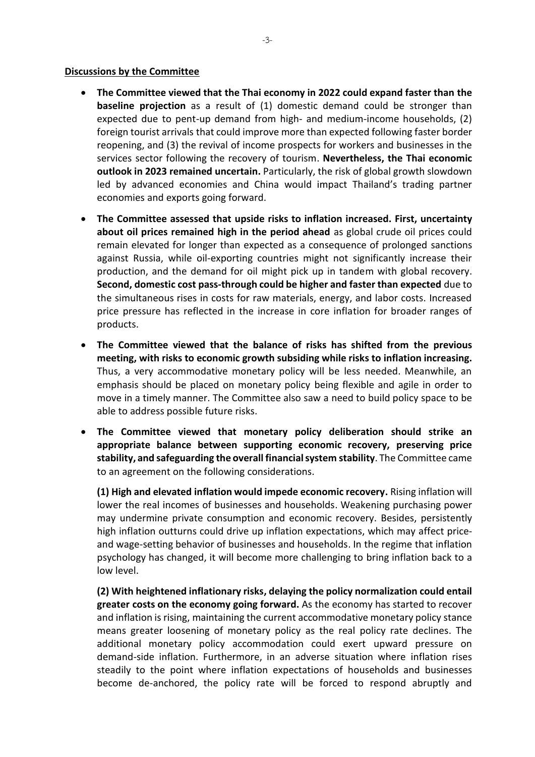**Discussions by the Committee**

- **The Committee viewed that the Thai economy in 2022 could expand faster than the baseline projection** as a result of (1) domestic demand could be stronger than expected due to pent-up demand from high- and medium-income households, (2) foreign tourist arrivals that could improve more than expected following faster border reopening, and (3) the revival of income prospects for workers and businesses in the services sector following the recovery of tourism. **Nevertheless, the Thai economic outlook in 2023 remained uncertain.** Particularly, the risk of global growth slowdown led by advanced economies and China would impact Thailand's trading partner economies and exports going forward.

- **The Committee assessed that upside risks to inflation increased. First, uncertainty about oil prices remained high in the period ahead** as global crude oil prices could remain elevated for longer than expected as a consequence of prolonged sanctions against Russia, while oil-exporting countries might not significantly increase their production, and the demand for oil might pick up in tandem with global recovery. **Second, domestic cost pass-through could be higher and faster than expected** due to the simultaneous rises in costs for raw materials, energy, and labor costs. Increased price pressure has reflected in the increase in core inflation for broader ranges of products.

- **The Committee viewed that the balance of risks has shifted from the previous meeting, with risks to economic growth subsiding while risks to inflation increasing.** Thus, a very accommodative monetary policy will be less needed. Meanwhile, an emphasis should be placed on monetary policy being flexible and agile in order to move in a timely manner. The Committee also saw a need to build policy space to be able to address possible future risks.

- **The Committee viewed that monetary policy deliberation should strike an appropriate balance between supporting economic recovery, preserving price stability, and safeguarding the overall financial system stability**. The Committee came to an agreement on the following considerations.

  **(1) High and elevated inflation would impede economic recovery.** Rising inflation will lower the real incomes of businesses and households. Weakening purchasing power may undermine private consumption and economic recovery. Besides, persistently high inflation outturns could drive up inflation expectations, which may affect price- and wage-setting behavior of businesses and households. In the regime that inflation psychology has changed, it will become more challenging to bring inflation back to a low level.

  **(2) With heightened inflationary risks, delaying the policy normalization could entail greater costs on the economy going forward.** As the economy has started to recover and inflation is rising, maintaining the current accommodative monetary policy stance means greater loosening of monetary policy as the real policy rate declines. The additional monetary policy accommodation could exert upward pressure on demand-side inflation. Furthermore, in an adverse situation where inflation rises steadily to the point where inflation expectations of households and businesses become de-anchored, the policy rate will be forced to respond abruptly and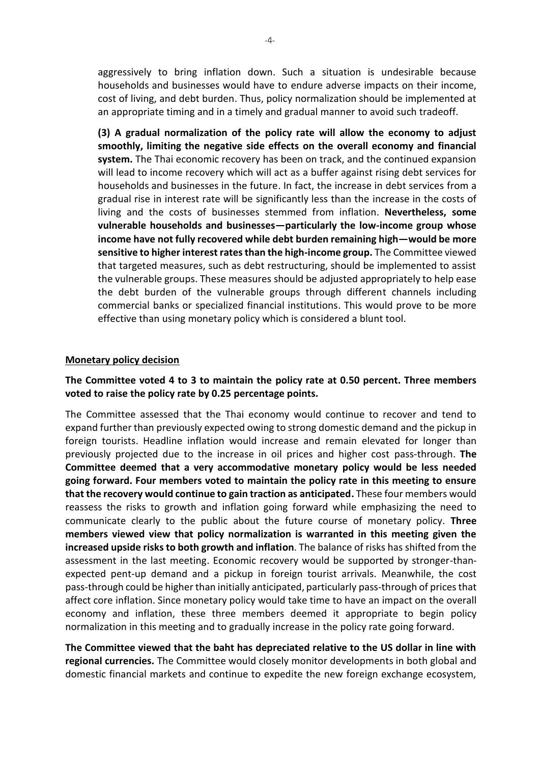aggressively to bring inflation down. Such a situation is undesirable because households and businesses would have to endure adverse impacts on their income, cost of living, and debt burden. Thus, policy normalization should be implemented at an appropriate timing and in a timely and gradual manner to avoid such tradeoff.

**(3) A gradual normalization of the policy rate will allow the economy to adjust smoothly, limiting the negative side effects on the overall economy and financial system.** The Thai economic recovery has been on track, and the continued expansion will lead to income recovery which will act as a buffer against rising debt services for households and businesses in the future. In fact, the increase in debt services from a gradual rise in interest rate will be significantly less than the increase in the costs of living and the costs of businesses stemmed from inflation. **Nevertheless, some vulnerable households and businesses—particularly the low-income group whose income have not fully recovered while debt burden remaining high—would be more sensitive to higher interest rates than the high-income group.** The Committee viewed that targeted measures, such as debt restructuring, should be implemented to assist the vulnerable groups. These measures should be adjusted appropriately to help ease the debt burden of the vulnerable groups through different channels including commercial banks or specialized financial institutions. This would prove to be more effective than using monetary policy which is considered a blunt tool.

## Monetary policy decision

**The Committee voted 4 to 3 to maintain the policy rate at 0.50 percent. Three members voted to raise the policy rate by 0.25 percentage points.**

The Committee assessed that the Thai economy would continue to recover and tend to expand further than previously expected owing to strong domestic demand and the pickup in foreign tourists. Headline inflation would increase and remain elevated for longer than previously projected due to the increase in oil prices and higher cost pass-through. **The Committee deemed that a very accommodative monetary policy would be less needed going forward. Four members voted to maintain the policy rate in this meeting to ensure that the recovery would continue to gain traction as anticipated.** These four members would reassess the risks to growth and inflation going forward while emphasizing the need to communicate clearly to the public about the future course of monetary policy. **Three members viewed view that policy normalization is warranted in this meeting given the increased upside risks to both growth and inflation**. The balance of risks has shifted from the assessment in the last meeting. Economic recovery would be supported by stronger-than-expected pent-up demand and a pickup in foreign tourist arrivals. Meanwhile, the cost pass-through could be higher than initially anticipated, particularly pass-through of prices that affect core inflation. Since monetary policy would take time to have an impact on the overall economy and inflation, these three members deemed it appropriate to begin policy normalization in this meeting and to gradually increase in the policy rate going forward.

**The Committee viewed that the baht has depreciated relative to the US dollar in line with regional currencies.** The Committee would closely monitor developments in both global and domestic financial markets and continue to expedite the new foreign exchange ecosystem,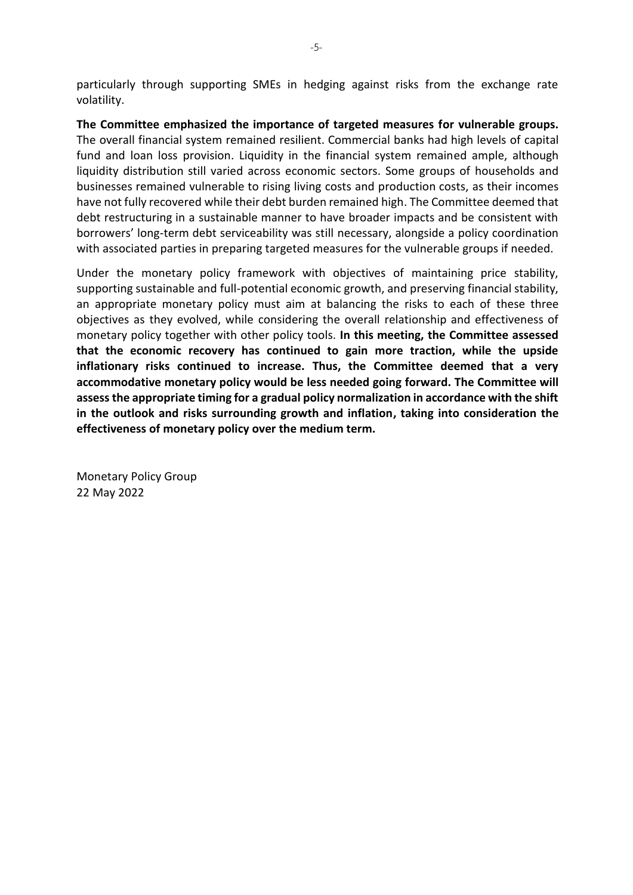particularly through supporting SMEs in hedging against risks from the exchange rate volatility.

**The Committee emphasized the importance of targeted measures for vulnerable groups.** The overall financial system remained resilient. Commercial banks had high levels of capital fund and loan loss provision. Liquidity in the financial system remained ample, although liquidity distribution still varied across economic sectors. Some groups of households and businesses remained vulnerable to rising living costs and production costs, as their incomes have not fully recovered while their debt burden remained high. The Committee deemed that debt restructuring in a sustainable manner to have broader impacts and be consistent with borrowers' long-term debt serviceability was still necessary, alongside a policy coordination with associated parties in preparing targeted measures for the vulnerable groups if needed.

Under the monetary policy framework with objectives of maintaining price stability, supporting sustainable and full-potential economic growth, and preserving financial stability, an appropriate monetary policy must aim at balancing the risks to each of these three objectives as they evolved, while considering the overall relationship and effectiveness of monetary policy together with other policy tools. **In this meeting, the Committee assessed that the economic recovery has continued to gain more traction, while the upside inflationary risks continued to increase. Thus, the Committee deemed that a very accommodative monetary policy would be less needed going forward. The Committee will assess the appropriate timing for a gradual policy normalization in accordance with the shift in the outlook and risks surrounding growth and inflation, taking into consideration the effectiveness of monetary policy over the medium term.**

Monetary Policy Group
22 May 2022